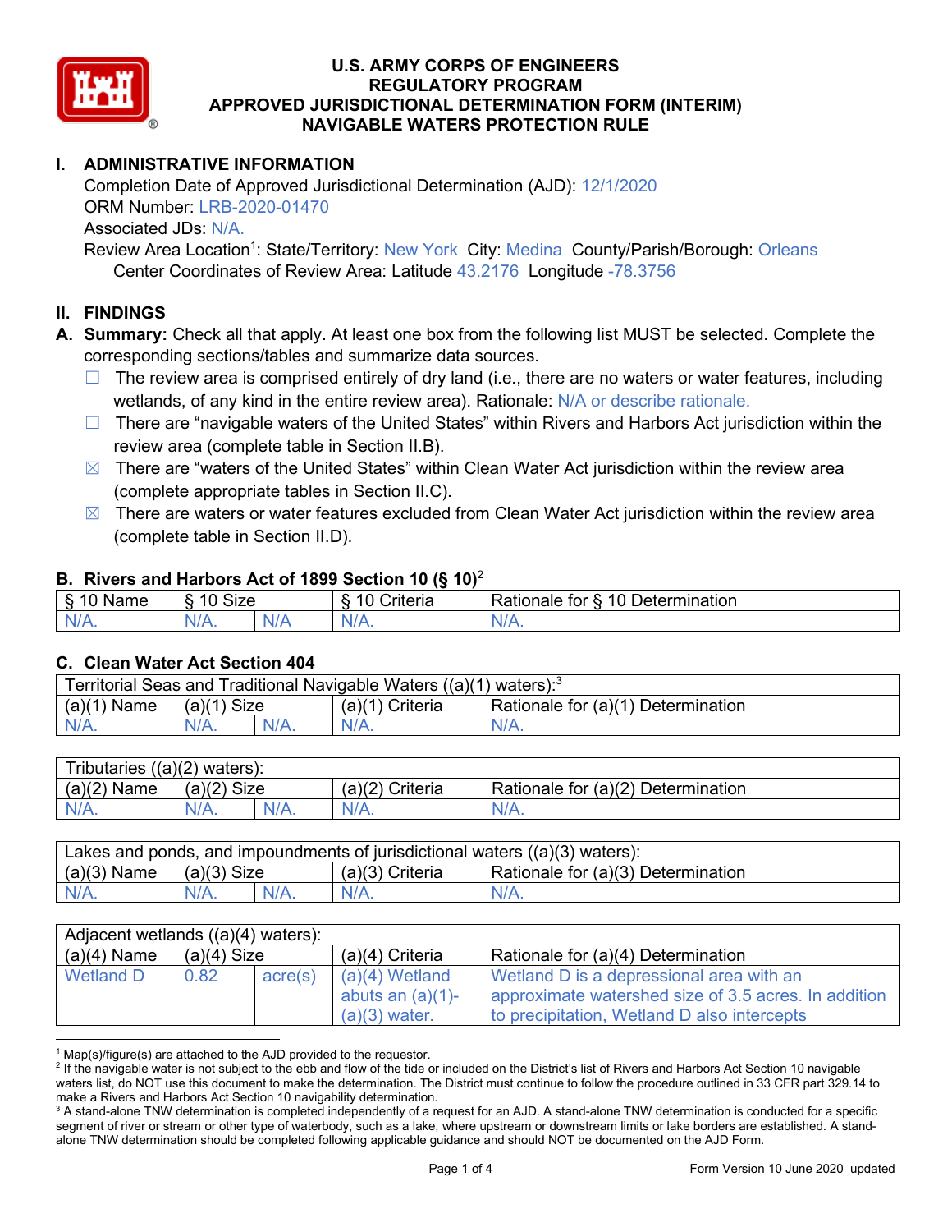# U.S. ARMY CORPS OF ENGINEERS
# REGULATORY PROGRAM
# APPROVED JURISDICTIONAL DETERMINATION FORM (INTERIM)
# NAVIGABLE WATERS PROTECTION RULE

## I. ADMINISTRATIVE INFORMATION

Completion Date of Approved Jurisdictional Determination (AJD): 12/1/2020
ORM Number: LRB-2020-01470
Associated JDs: N/A.
Review Area Location[1]: State/Territory: New York City: Medina County/Parish/Borough: Orleans
Center Coordinates of Review Area: Latitude 43.2176 Longitude -78.3756

## II. FINDINGS

**A. Summary:** Check all that apply. At least one box from the following list MUST be selected. Complete the corresponding sections/tables and summarize data sources.

- ☐ The review area is comprised entirely of dry land (i.e., there are no waters or water features, including wetlands, of any kind in the entire review area). Rationale: N/A or describe rationale.
- ☐ There are "navigable waters of the United States" within Rivers and Harbors Act jurisdiction within the review area (complete table in Section II.B).
- ☒ There are "waters of the United States" within Clean Water Act jurisdiction within the review area (complete appropriate tables in Section II.C).
- ☒ There are waters or water features excluded from Clean Water Act jurisdiction within the review area (complete table in Section II.D).

### B. Rivers and Harbors Act of 1899 Section 10 (§ 10)[2]

| § 10 Name | § 10 Size | | § 10 Criteria | Rationale for § 10 Determination |
|---|---|---|---|---|
| N/A. | N/A. | N/A | N/A. | N/A. |

### C. Clean Water Act Section 404

| Territorial Seas and Traditional Navigable Waters ((a)(1) waters):[3] | | | | |
|---|---|---|---|---|
| (a)(1) Name | (a)(1) Size | | (a)(1) Criteria | Rationale for (a)(1) Determination |
| N/A. | N/A. | N/A. | N/A. | N/A. |

| Tributaries ((a)(2) waters): | | | | |
|---|---|---|---|---|
| (a)(2) Name | (a)(2) Size | | (a)(2) Criteria | Rationale for (a)(2) Determination |
| N/A. | N/A. | N/A. | N/A. | N/A. |

| Lakes and ponds, and impoundments of jurisdictional waters ((a)(3) waters): | | | | |
|---|---|---|---|---|
| (a)(3) Name | (a)(3) Size | | (a)(3) Criteria | Rationale for (a)(3) Determination |
| N/A. | N/A. | N/A. | N/A. | N/A. |

| Adjacent wetlands ((a)(4) waters): | | | | |
|---|---|---|---|---|
| (a)(4) Name | (a)(4) Size | | (a)(4) Criteria | Rationale for (a)(4) Determination |
| Wetland D | 0.82 | acre(s) | (a)(4) Wetland abuts an (a)(1)-(a)(3) water. | Wetland D is a depressional area with an approximate watershed size of 3.5 acres. In addition to precipitation, Wetland D also intercepts |

---

[1] Map(s)/figure(s) are attached to the AJD provided to the requestor.

[2] If the navigable water is not subject to the ebb and flow of the tide or included on the District's list of Rivers and Harbors Act Section 10 navigable waters list, do NOT use this document to make the determination. The District must continue to follow the procedure outlined in 33 CFR part 329.14 to make a Rivers and Harbors Act Section 10 navigability determination.

[3] A stand-alone TNW determination is completed independently of a request for an AJD. A stand-alone TNW determination is conducted for a specific segment of river or stream or other type of waterbody, such as a lake, where upstream or downstream limits or lake borders are established. A stand-alone TNW determination should be completed following applicable guidance and should NOT be documented on the AJD Form.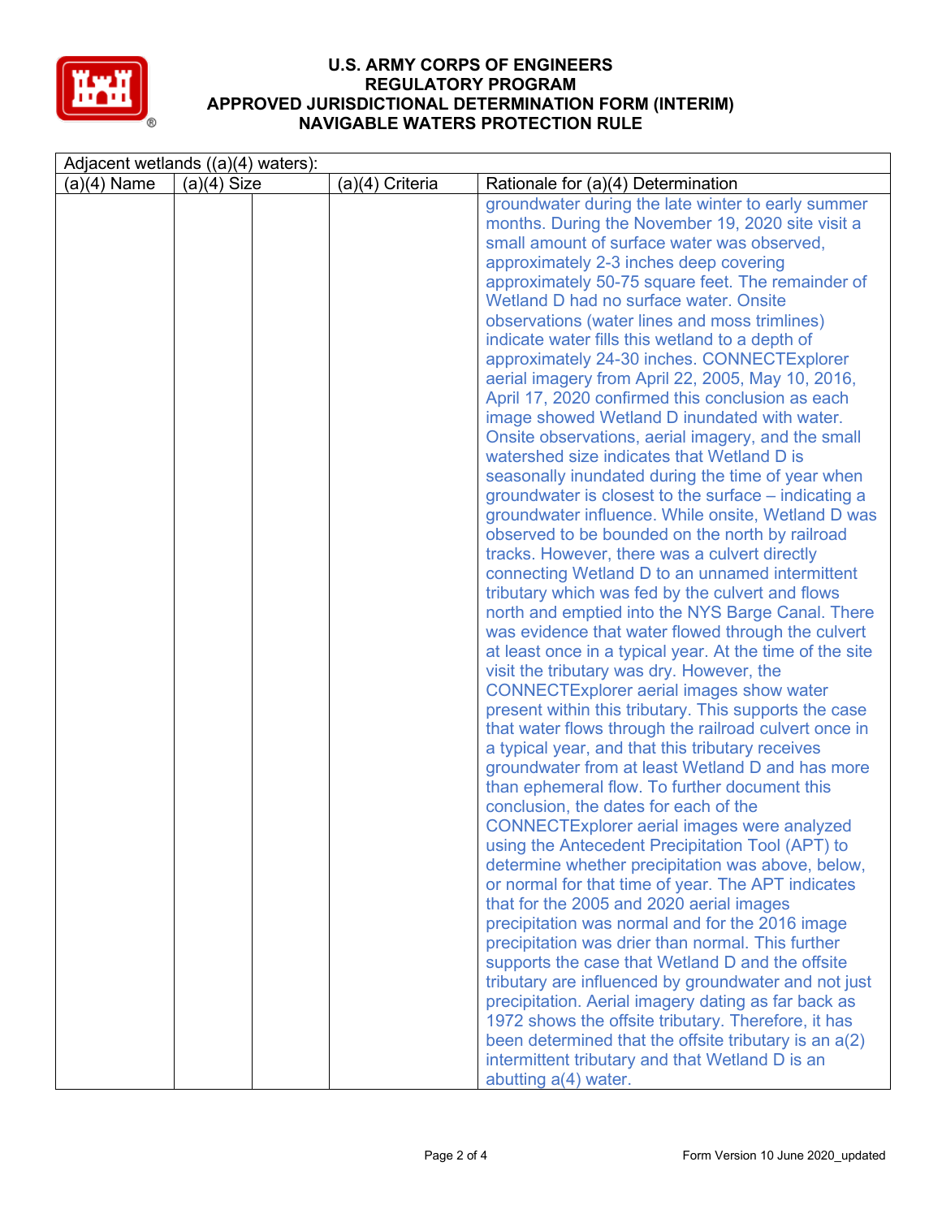# U.S. ARMY CORPS OF ENGINEERS
## REGULATORY PROGRAM
## APPROVED JURISDICTIONAL DETERMINATION FORM (INTERIM)
## NAVIGABLE WATERS PROTECTION RULE

| Adjacent wetlands ((a)(4) waters): | | | | |
|---|---|---|---|---|
| (a)(4) Name | (a)(4) Size | | (a)(4) Criteria | Rationale for (a)(4) Determination |
| | | | | groundwater during the late winter to early summer months. During the November 19, 2020 site visit a small amount of surface water was observed, approximately 2-3 inches deep covering approximately 50-75 square feet. The remainder of Wetland D had no surface water. Onsite observations (water lines and moss trimlines) indicate water fills this wetland to a depth of approximately 24-30 inches. CONNECTExplorer aerial imagery from April 22, 2005, May 10, 2016, April 17, 2020 confirmed this conclusion as each image showed Wetland D inundated with water. Onsite observations, aerial imagery, and the small watershed size indicates that Wetland D is seasonally inundated during the time of year when groundwater is closest to the surface – indicating a groundwater influence. While onsite, Wetland D was observed to be bounded on the north by railroad tracks. However, there was a culvert directly connecting Wetland D to an unnamed intermittent tributary which was fed by the culvert and flows north and emptied into the NYS Barge Canal. There was evidence that water flowed through the culvert at least once in a typical year. At the time of the site visit the tributary was dry. However, the CONNECTExplorer aerial images show water present within this tributary. This supports the case that water flows through the railroad culvert once in a typical year, and that this tributary receives groundwater from at least Wetland D and has more than ephemeral flow. To further document this conclusion, the dates for each of the CONNECTExplorer aerial images were analyzed using the Antecedent Precipitation Tool (APT) to determine whether precipitation was above, below, or normal for that time of year. The APT indicates that for the 2005 and 2020 aerial images precipitation was normal and for the 2016 image precipitation was drier than normal. This further supports the case that Wetland D and the offsite tributary are influenced by groundwater and not just precipitation. Aerial imagery dating as far back as 1972 shows the offsite tributary. Therefore, it has been determined that the offsite tributary is an a(2) intermittent tributary and that Wetland D is an abutting a(4) water. |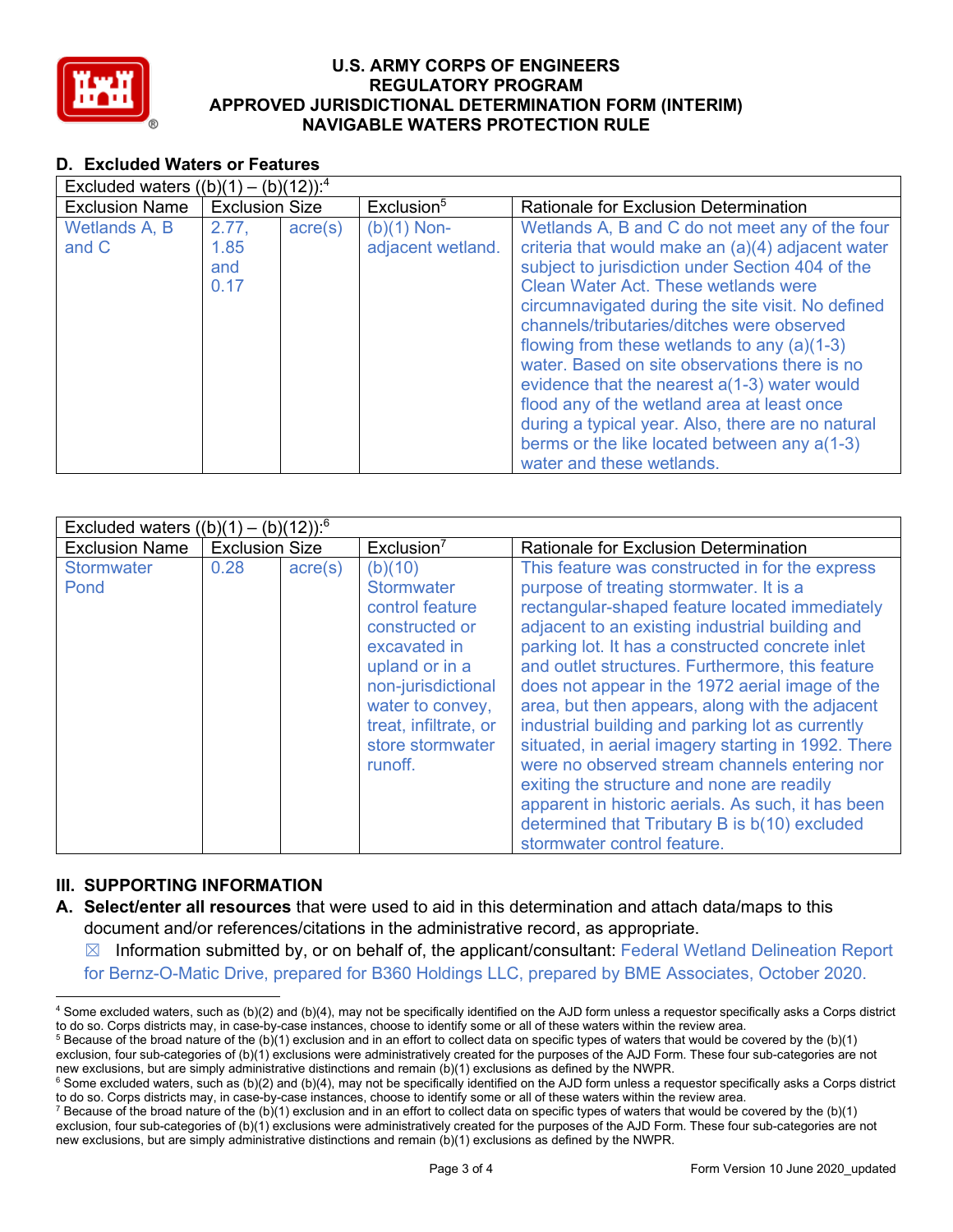### D. Excluded Waters or Features

| Excluded waters ((b)(1) – (b)(12)):[4] | | | | |
|---|---|---|---|---|
| Exclusion Name | Exclusion Size | | Exclusion[5] | Rationale for Exclusion Determination |
| Wetlands A, B and C | 2.77, 1.85 and 0.17 | acre(s) | (b)(1) Non-adjacent wetland. | Wetlands A, B and C do not meet any of the four criteria that would make an (a)(4) adjacent water subject to jurisdiction under Section 404 of the Clean Water Act. These wetlands were circumnavigated during the site visit. No defined channels/tributaries/ditches were observed flowing from these wetlands to any (a)(1-3) water. Based on site observations there is no evidence that the nearest a(1-3) water would flood any of the wetland area at least once during a typical year. Also, there are no natural berms or the like located between any a(1-3) water and these wetlands. |

| Excluded waters ((b)(1) – (b)(12)):[6] | | | | |
|---|---|---|---|---|
| Exclusion Name | Exclusion Size | | Exclusion[7] | Rationale for Exclusion Determination |
| Stormwater Pond | 0.28 | acre(s) | (b)(10) Stormwater control feature constructed or excavated in upland or in a non-jurisdictional water to convey, treat, infiltrate, or store stormwater runoff. | This feature was constructed in for the express purpose of treating stormwater. It is a rectangular-shaped feature located immediately adjacent to an existing industrial building and parking lot. It has a constructed concrete inlet and outlet structures. Furthermore, this feature does not appear in the 1972 aerial image of the area, but then appears, along with the adjacent industrial building and parking lot as currently situated, in aerial imagery starting in 1992. There were no observed stream channels entering nor exiting the structure and none are readily apparent in historic aerials. As such, it has been determined that Tributary B is b(10) excluded stormwater control feature. |

## III. SUPPORTING INFORMATION

**A. Select/enter all resources** that were used to aid in this determination and attach data/maps to this document and/or references/citations in the administrative record, as appropriate.

☒ Information submitted by, or on behalf of, the applicant/consultant: Federal Wetland Delineation Report for Bernz-O-Matic Drive, prepared for B360 Holdings LLC, prepared by BME Associates, October 2020.

---

[4] Some excluded waters, such as (b)(2) and (b)(4), may not be specifically identified on the AJD form unless a requestor specifically asks a Corps district to do so. Corps districts may, in case-by-case instances, choose to identify some or all of these waters within the review area.

[5] Because of the broad nature of the (b)(1) exclusion and in an effort to collect data on specific types of waters that would be covered by the (b)(1) exclusion, four sub-categories of (b)(1) exclusions were administratively created for the purposes of the AJD Form. These four sub-categories are not new exclusions, but are simply administrative distinctions and remain (b)(1) exclusions as defined by the NWPR.

[6] Some excluded waters, such as (b)(2) and (b)(4), may not be specifically identified on the AJD form unless a requestor specifically asks a Corps district to do so. Corps districts may, in case-by-case instances, choose to identify some or all of these waters within the review area.

[7] Because of the broad nature of the (b)(1) exclusion and in an effort to collect data on specific types of waters that would be covered by the (b)(1) exclusion, four sub-categories of (b)(1) exclusions were administratively created for the purposes of the AJD Form. These four sub-categories are not new exclusions, but are simply administrative distinctions and remain (b)(1) exclusions as defined by the NWPR.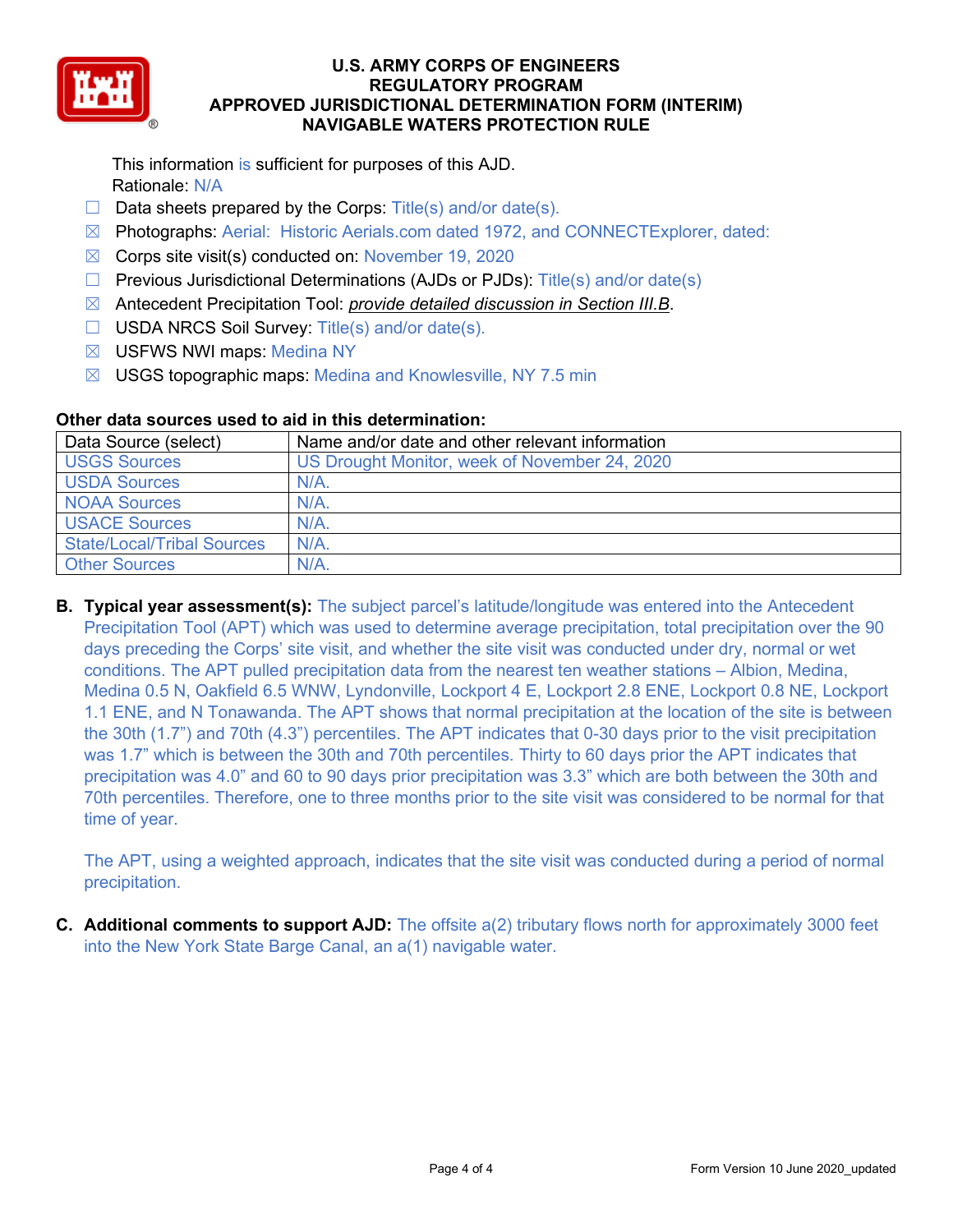# U.S. ARMY CORPS OF ENGINEERS
## REGULATORY PROGRAM
## APPROVED JURISDICTIONAL DETERMINATION FORM (INTERIM)
## NAVIGABLE WATERS PROTECTION RULE

This information is sufficient for purposes of this AJD.
Rationale: N/A

- ☐ Data sheets prepared by the Corps: Title(s) and/or date(s).
- ☒ Photographs: Aerial: Historic Aerials.com dated 1972, and CONNECTExplorer, dated:
- ☒ Corps site visit(s) conducted on: November 19, 2020
- ☐ Previous Jurisdictional Determinations (AJDs or PJDs): Title(s) and/or date(s)
- ☒ Antecedent Precipitation Tool: *provide detailed discussion in Section III.B*.
- ☐ USDA NRCS Soil Survey: Title(s) and/or date(s).
- ☒ USFWS NWI maps: Medina NY
- ☒ USGS topographic maps: Medina and Knowlesville, NY 7.5 min

**Other data sources used to aid in this determination:**

| Data Source (select) | Name and/or date and other relevant information |
|---|---|
| USGS Sources | US Drought Monitor, week of November 24, 2020 |
| USDA Sources | N/A. |
| NOAA Sources | N/A. |
| USACE Sources | N/A. |
| State/Local/Tribal Sources | N/A. |
| Other Sources | N/A. |

**B. Typical year assessment(s):** The subject parcel's latitude/longitude was entered into the Antecedent Precipitation Tool (APT) which was used to determine average precipitation, total precipitation over the 90 days preceding the Corps' site visit, and whether the site visit was conducted under dry, normal or wet conditions. The APT pulled precipitation data from the nearest ten weather stations – Albion, Medina, Medina 0.5 N, Oakfield 6.5 WNW, Lyndonville, Lockport 4 E, Lockport 2.8 ENE, Lockport 0.8 NE, Lockport 1.1 ENE, and N Tonawanda. The APT shows that normal precipitation at the location of the site is between the 30th (1.7") and 70th (4.3") percentiles. The APT indicates that 0-30 days prior to the visit precipitation was 1.7" which is between the 30th and 70th percentiles. Thirty to 60 days prior the APT indicates that precipitation was 4.0" and 60 to 90 days prior precipitation was 3.3" which are both between the 30th and 70th percentiles. Therefore, one to three months prior to the site visit was considered to be normal for that time of year.

The APT, using a weighted approach, indicates that the site visit was conducted during a period of normal precipitation.

**C. Additional comments to support AJD:** The offsite a(2) tributary flows north for approximately 3000 feet into the New York State Barge Canal, an a(1) navigable water.